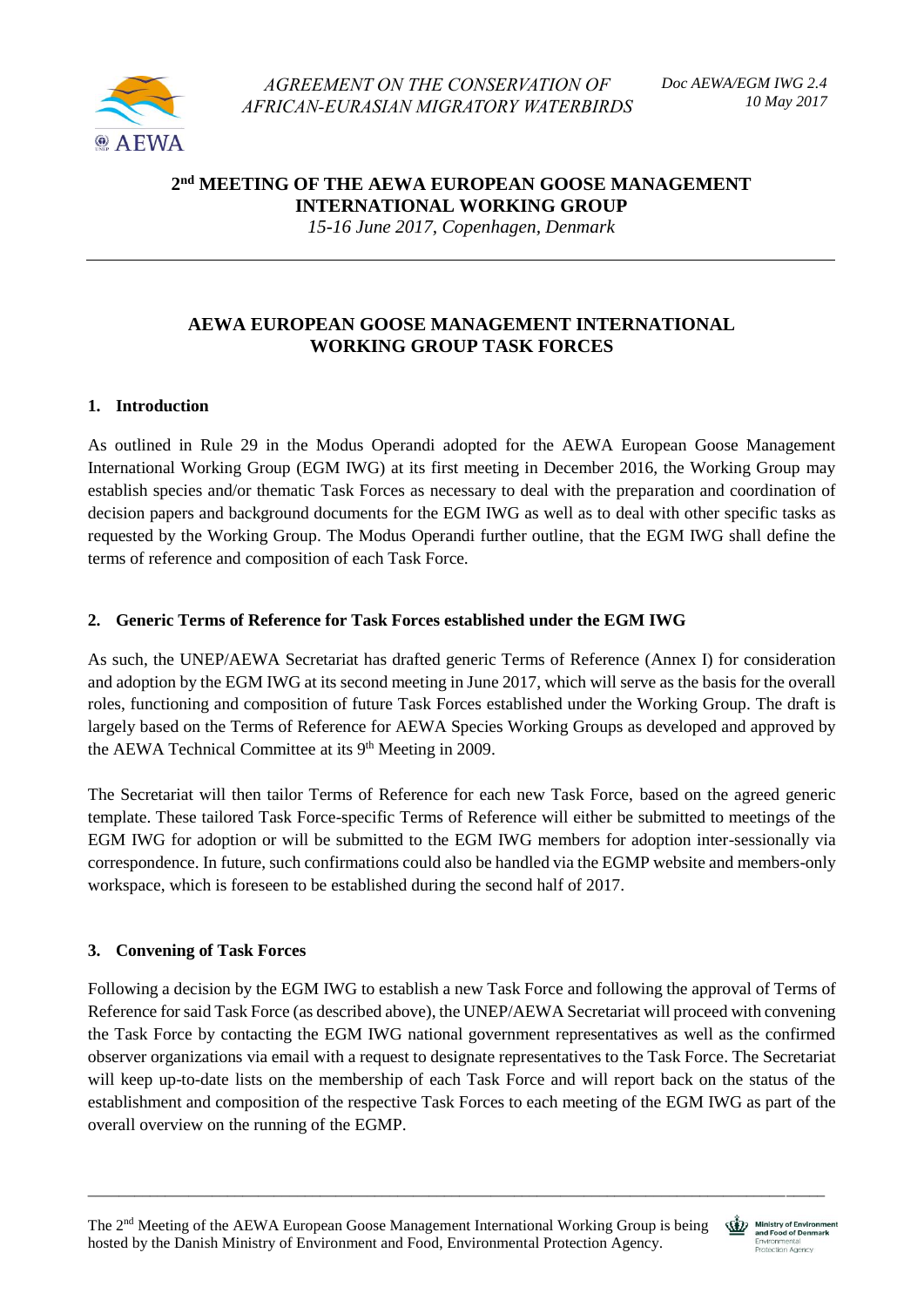*AGREEMENT ON THE CONSERVATION OF AFRICAN-EURASIAN MIGRATORY WATERBIRDS*

*Doc AEWA/EGM IWG 2.4*
*10 May 2017*

**2nd MEETING OF THE AEWA EUROPEAN GOOSE MANAGEMENT INTERNATIONAL WORKING GROUP**
*15-16 June 2017, Copenhagen, Denmark*

---

# AEWA EUROPEAN GOOSE MANAGEMENT INTERNATIONAL WORKING GROUP TASK FORCES

## 1. Introduction

As outlined in Rule 29 in the Modus Operandi adopted for the AEWA European Goose Management International Working Group (EGM IWG) at its first meeting in December 2016, the Working Group may establish species and/or thematic Task Forces as necessary to deal with the preparation and coordination of decision papers and background documents for the EGM IWG as well as to deal with other specific tasks as requested by the Working Group. The Modus Operandi further outline, that the EGM IWG shall define the terms of reference and composition of each Task Force.

## 2. Generic Terms of Reference for Task Forces established under the EGM IWG

As such, the UNEP/AEWA Secretariat has drafted generic Terms of Reference (Annex I) for consideration and adoption by the EGM IWG at its second meeting in June 2017, which will serve as the basis for the overall roles, functioning and composition of future Task Forces established under the Working Group. The draft is largely based on the Terms of Reference for AEWA Species Working Groups as developed and approved by the AEWA Technical Committee at its 9th Meeting in 2009.

The Secretariat will then tailor Terms of Reference for each new Task Force, based on the agreed generic template. These tailored Task Force-specific Terms of Reference will either be submitted to meetings of the EGM IWG for adoption or will be submitted to the EGM IWG members for adoption inter-sessionally via correspondence. In future, such confirmations could also be handled via the EGMP website and members-only workspace, which is foreseen to be established during the second half of 2017.

## 3. Convening of Task Forces

Following a decision by the EGM IWG to establish a new Task Force and following the approval of Terms of Reference for said Task Force (as described above), the UNEP/AEWA Secretariat will proceed with convening the Task Force by contacting the EGM IWG national government representatives as well as the confirmed observer organizations via email with a request to designate representatives to the Task Force. The Secretariat will keep up-to-date lists on the membership of each Task Force and will report back on the status of the establishment and composition of the respective Task Forces to each meeting of the EGM IWG as part of the overall overview on the running of the EGMP.

---

The 2nd Meeting of the AEWA European Goose Management International Working Group is being hosted by the Danish Ministry of Environment and Food, Environmental Protection Agency.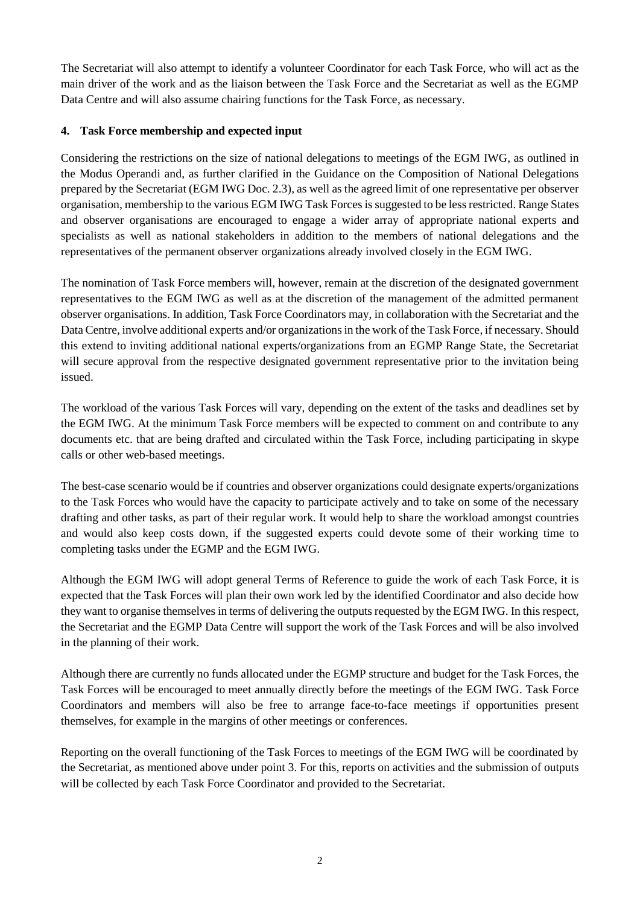The Secretariat will also attempt to identify a volunteer Coordinator for each Task Force, who will act as the main driver of the work and as the liaison between the Task Force and the Secretariat as well as the EGMP Data Centre and will also assume chairing functions for the Task Force, as necessary.

## 4. Task Force membership and expected input

Considering the restrictions on the size of national delegations to meetings of the EGM IWG, as outlined in the Modus Operandi and, as further clarified in the Guidance on the Composition of National Delegations prepared by the Secretariat (EGM IWG Doc. 2.3), as well as the agreed limit of one representative per observer organisation, membership to the various EGM IWG Task Forces is suggested to be less restricted. Range States and observer organisations are encouraged to engage a wider array of appropriate national experts and specialists as well as national stakeholders in addition to the members of national delegations and the representatives of the permanent observer organizations already involved closely in the EGM IWG.

The nomination of Task Force members will, however, remain at the discretion of the designated government representatives to the EGM IWG as well as at the discretion of the management of the admitted permanent observer organisations. In addition, Task Force Coordinators may, in collaboration with the Secretariat and the Data Centre, involve additional experts and/or organizations in the work of the Task Force, if necessary. Should this extend to inviting additional national experts/organizations from an EGMP Range State, the Secretariat will secure approval from the respective designated government representative prior to the invitation being issued.

The workload of the various Task Forces will vary, depending on the extent of the tasks and deadlines set by the EGM IWG. At the minimum Task Force members will be expected to comment on and contribute to any documents etc. that are being drafted and circulated within the Task Force, including participating in skype calls or other web-based meetings.

The best-case scenario would be if countries and observer organizations could designate experts/organizations to the Task Forces who would have the capacity to participate actively and to take on some of the necessary drafting and other tasks, as part of their regular work. It would help to share the workload amongst countries and would also keep costs down, if the suggested experts could devote some of their working time to completing tasks under the EGMP and the EGM IWG.

Although the EGM IWG will adopt general Terms of Reference to guide the work of each Task Force, it is expected that the Task Forces will plan their own work led by the identified Coordinator and also decide how they want to organise themselves in terms of delivering the outputs requested by the EGM IWG. In this respect, the Secretariat and the EGMP Data Centre will support the work of the Task Forces and will be also involved in the planning of their work.

Although there are currently no funds allocated under the EGMP structure and budget for the Task Forces, the Task Forces will be encouraged to meet annually directly before the meetings of the EGM IWG. Task Force Coordinators and members will also be free to arrange face-to-face meetings if opportunities present themselves, for example in the margins of other meetings or conferences.

Reporting on the overall functioning of the Task Forces to meetings of the EGM IWG will be coordinated by the Secretariat, as mentioned above under point 3. For this, reports on activities and the submission of outputs will be collected by each Task Force Coordinator and provided to the Secretariat.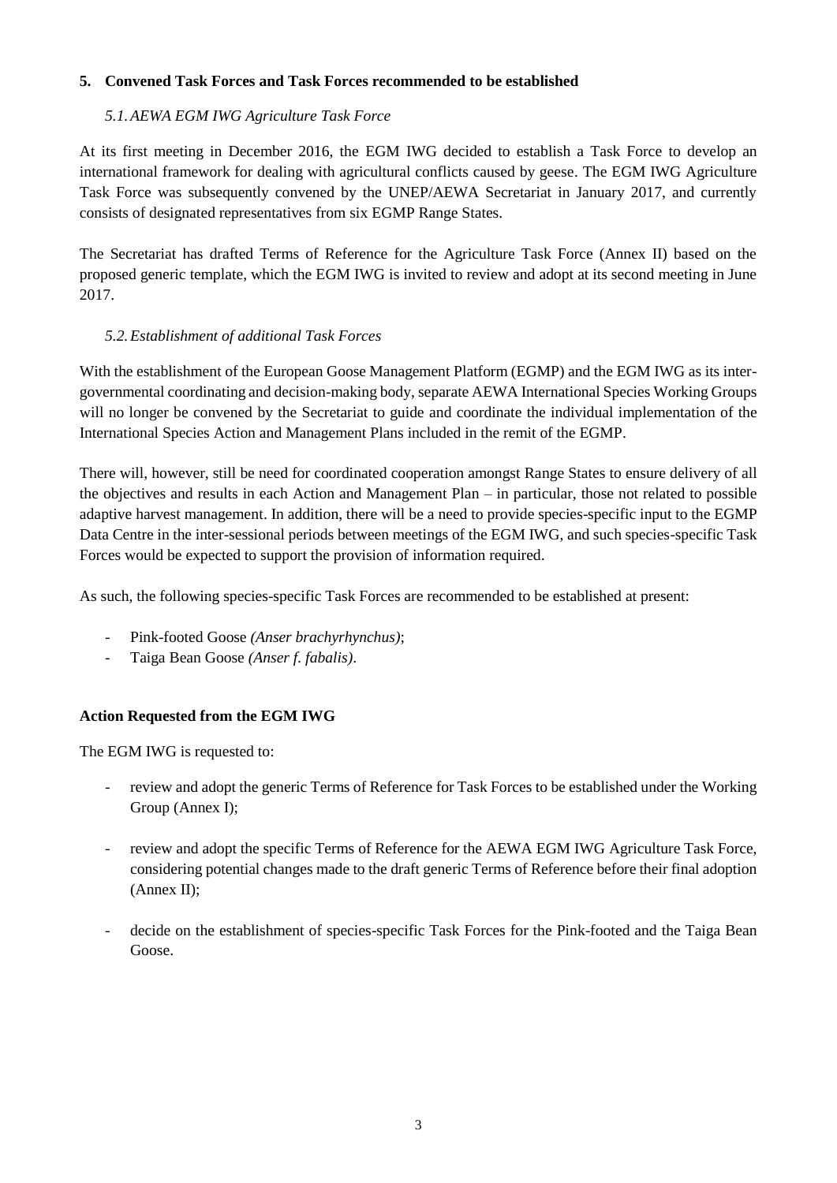## 5. Convened Task Forces and Task Forces recommended to be established

### *5.1. AEWA EGM IWG Agriculture Task Force*

At its first meeting in December 2016, the EGM IWG decided to establish a Task Force to develop an international framework for dealing with agricultural conflicts caused by geese. The EGM IWG Agriculture Task Force was subsequently convened by the UNEP/AEWA Secretariat in January 2017, and currently consists of designated representatives from six EGMP Range States.

The Secretariat has drafted Terms of Reference for the Agriculture Task Force (Annex II) based on the proposed generic template, which the EGM IWG is invited to review and adopt at its second meeting in June 2017.

### *5.2. Establishment of additional Task Forces*

With the establishment of the European Goose Management Platform (EGMP) and the EGM IWG as its inter-governmental coordinating and decision-making body, separate AEWA International Species Working Groups will no longer be convened by the Secretariat to guide and coordinate the individual implementation of the International Species Action and Management Plans included in the remit of the EGMP.

There will, however, still be need for coordinated cooperation amongst Range States to ensure delivery of all the objectives and results in each Action and Management Plan – in particular, those not related to possible adaptive harvest management. In addition, there will be a need to provide species-specific input to the EGMP Data Centre in the inter-sessional periods between meetings of the EGM IWG, and such species-specific Task Forces would be expected to support the provision of information required.

As such, the following species-specific Task Forces are recommended to be established at present:

- Pink-footed Goose *(Anser brachyrhynchus)*;
- Taiga Bean Goose *(Anser f. fabalis)*.

**Action Requested from the EGM IWG**

The EGM IWG is requested to:

- review and adopt the generic Terms of Reference for Task Forces to be established under the Working Group (Annex I);
- review and adopt the specific Terms of Reference for the AEWA EGM IWG Agriculture Task Force, considering potential changes made to the draft generic Terms of Reference before their final adoption (Annex II);
- decide on the establishment of species-specific Task Forces for the Pink-footed and the Taiga Bean Goose.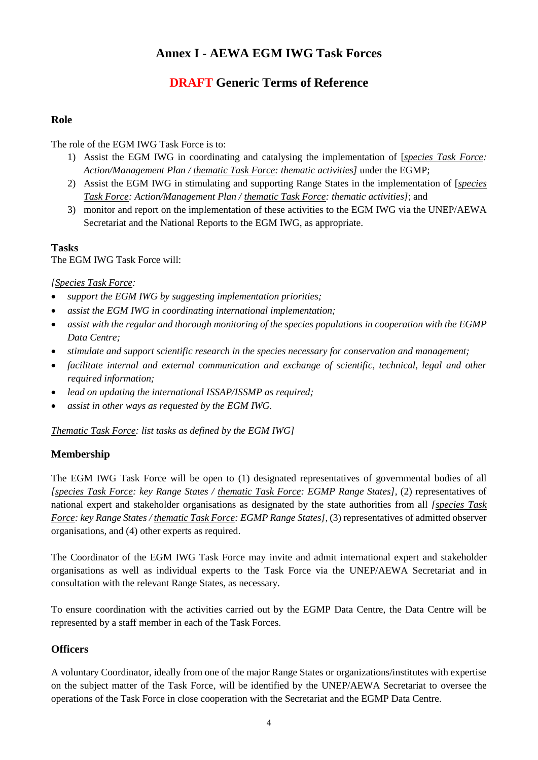# Annex I - AEWA EGM IWG Task Forces

## DRAFT Generic Terms of Reference

### Role

The role of the EGM IWG Task Force is to:

1) Assist the EGM IWG in coordinating and catalysing the implementation of [*species Task Force: Action/Management Plan / thematic Task Force: thematic activities]* under the EGMP;
2) Assist the EGM IWG in stimulating and supporting Range States in the implementation of [*species Task Force: Action/Management Plan / thematic Task Force: thematic activities]*; and
3) monitor and report on the implementation of these activities to the EGM IWG via the UNEP/AEWA Secretariat and the National Reports to the EGM IWG, as appropriate.

### Tasks

The EGM IWG Task Force will:

*[Species Task Force:*

- *support the EGM IWG by suggesting implementation priorities;*
- *assist the EGM IWG in coordinating international implementation;*
- *assist with the regular and thorough monitoring of the species populations in cooperation with the EGMP Data Centre;*
- *stimulate and support scientific research in the species necessary for conservation and management;*
- *facilitate internal and external communication and exchange of scientific, technical, legal and other required information;*
- *lead on updating the international ISSAP/ISSMP as required;*
- *assist in other ways as requested by the EGM IWG.*

*Thematic Task Force: list tasks as defined by the EGM IWG]*

### Membership

The EGM IWG Task Force will be open to (1) designated representatives of governmental bodies of all *[species Task Force: key Range States / thematic Task Force: EGMP Range States]*, (2) representatives of national expert and stakeholder organisations as designated by the state authorities from all *[species Task Force: key Range States / thematic Task Force: EGMP Range States]*, (3) representatives of admitted observer organisations, and (4) other experts as required.

The Coordinator of the EGM IWG Task Force may invite and admit international expert and stakeholder organisations as well as individual experts to the Task Force via the UNEP/AEWA Secretariat and in consultation with the relevant Range States, as necessary.

To ensure coordination with the activities carried out by the EGMP Data Centre, the Data Centre will be represented by a staff member in each of the Task Forces.

### Officers

A voluntary Coordinator, ideally from one of the major Range States or organizations/institutes with expertise on the subject matter of the Task Force, will be identified by the UNEP/AEWA Secretariat to oversee the operations of the Task Force in close cooperation with the Secretariat and the EGMP Data Centre.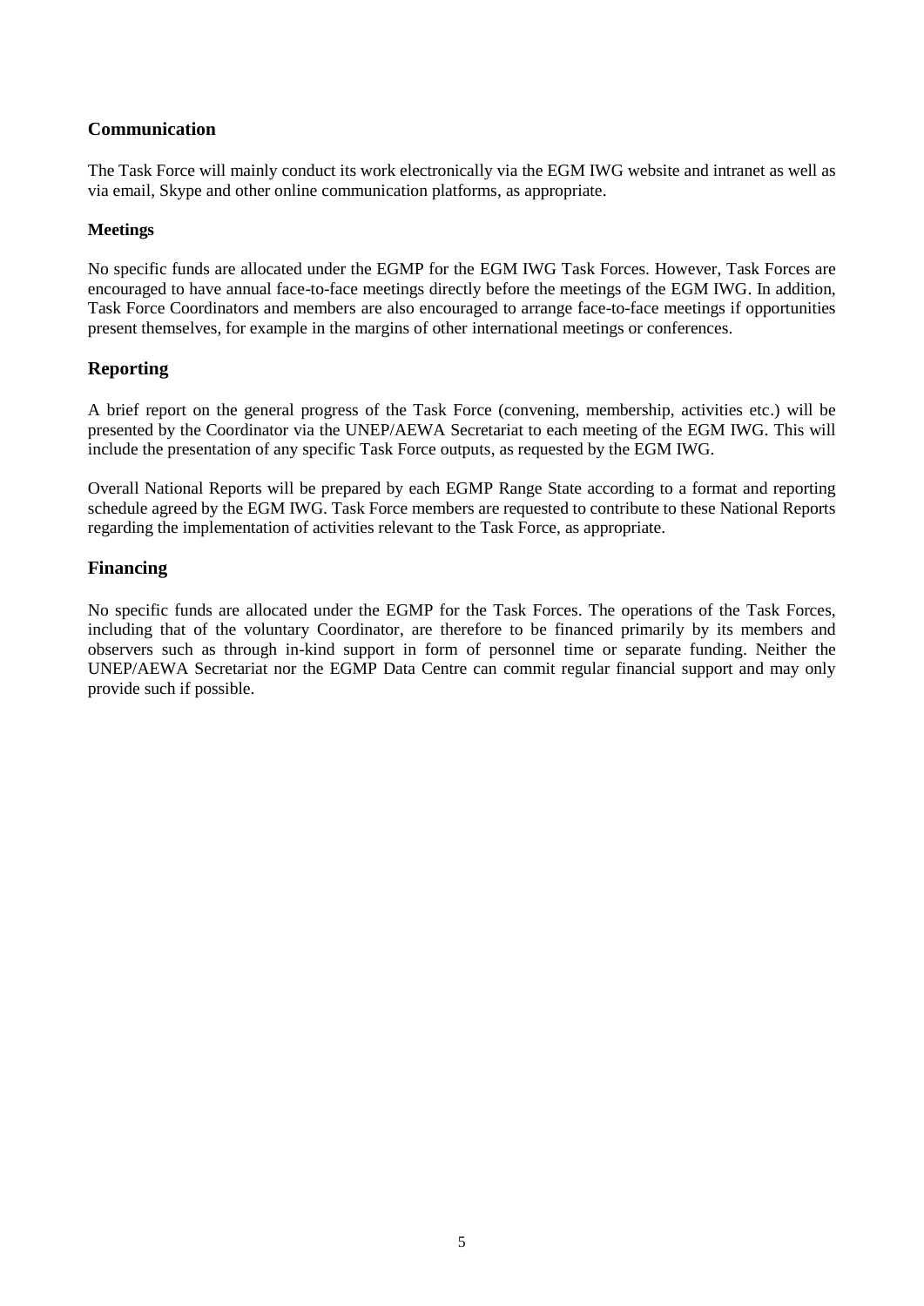## Communication

The Task Force will mainly conduct its work electronically via the EGM IWG website and intranet as well as via email, Skype and other online communication platforms, as appropriate.

### Meetings

No specific funds are allocated under the EGMP for the EGM IWG Task Forces. However, Task Forces are encouraged to have annual face-to-face meetings directly before the meetings of the EGM IWG. In addition, Task Force Coordinators and members are also encouraged to arrange face-to-face meetings if opportunities present themselves, for example in the margins of other international meetings or conferences.

## Reporting

A brief report on the general progress of the Task Force (convening, membership, activities etc.) will be presented by the Coordinator via the UNEP/AEWA Secretariat to each meeting of the EGM IWG. This will include the presentation of any specific Task Force outputs, as requested by the EGM IWG.

Overall National Reports will be prepared by each EGMP Range State according to a format and reporting schedule agreed by the EGM IWG. Task Force members are requested to contribute to these National Reports regarding the implementation of activities relevant to the Task Force, as appropriate.

## Financing

No specific funds are allocated under the EGMP for the Task Forces. The operations of the Task Forces, including that of the voluntary Coordinator, are therefore to be financed primarily by its members and observers such as through in-kind support in form of personnel time or separate funding. Neither the UNEP/AEWA Secretariat nor the EGMP Data Centre can commit regular financial support and may only provide such if possible.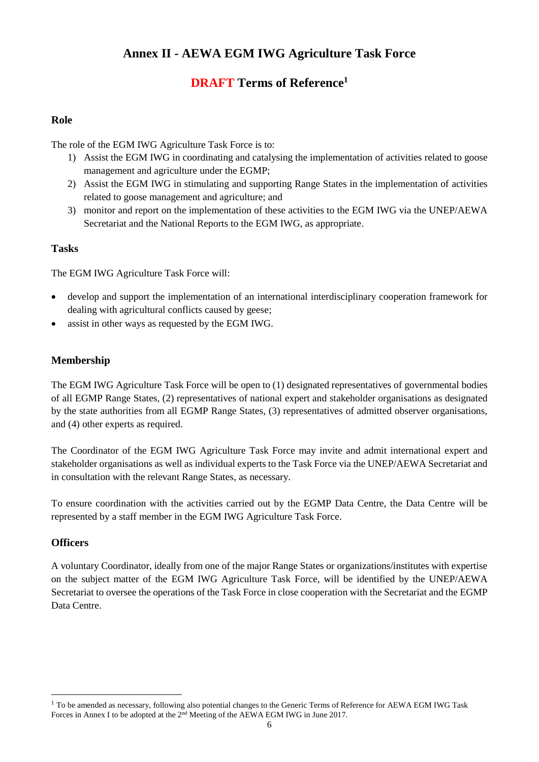# Annex II - AEWA EGM IWG Agriculture Task Force

## DRAFT Terms of Reference[1]

### Role

The role of the EGM IWG Agriculture Task Force is to:

1) Assist the EGM IWG in coordinating and catalysing the implementation of activities related to goose management and agriculture under the EGMP;
2) Assist the EGM IWG in stimulating and supporting Range States in the implementation of activities related to goose management and agriculture; and
3) monitor and report on the implementation of these activities to the EGM IWG via the UNEP/AEWA Secretariat and the National Reports to the EGM IWG, as appropriate.

### Tasks

The EGM IWG Agriculture Task Force will:

- develop and support the implementation of an international interdisciplinary cooperation framework for dealing with agricultural conflicts caused by geese;
- assist in other ways as requested by the EGM IWG.

### Membership

The EGM IWG Agriculture Task Force will be open to (1) designated representatives of governmental bodies of all EGMP Range States, (2) representatives of national expert and stakeholder organisations as designated by the state authorities from all EGMP Range States, (3) representatives of admitted observer organisations, and (4) other experts as required.

The Coordinator of the EGM IWG Agriculture Task Force may invite and admit international expert and stakeholder organisations as well as individual experts to the Task Force via the UNEP/AEWA Secretariat and in consultation with the relevant Range States, as necessary.

To ensure coordination with the activities carried out by the EGMP Data Centre, the Data Centre will be represented by a staff member in the EGM IWG Agriculture Task Force.

### Officers

A voluntary Coordinator, ideally from one of the major Range States or organizations/institutes with expertise on the subject matter of the EGM IWG Agriculture Task Force, will be identified by the UNEP/AEWA Secretariat to oversee the operations of the Task Force in close cooperation with the Secretariat and the EGMP Data Centre.

---

[1] To be amended as necessary, following also potential changes to the Generic Terms of Reference for AEWA EGM IWG Task Forces in Annex I to be adopted at the 2nd Meeting of the AEWA EGM IWG in June 2017.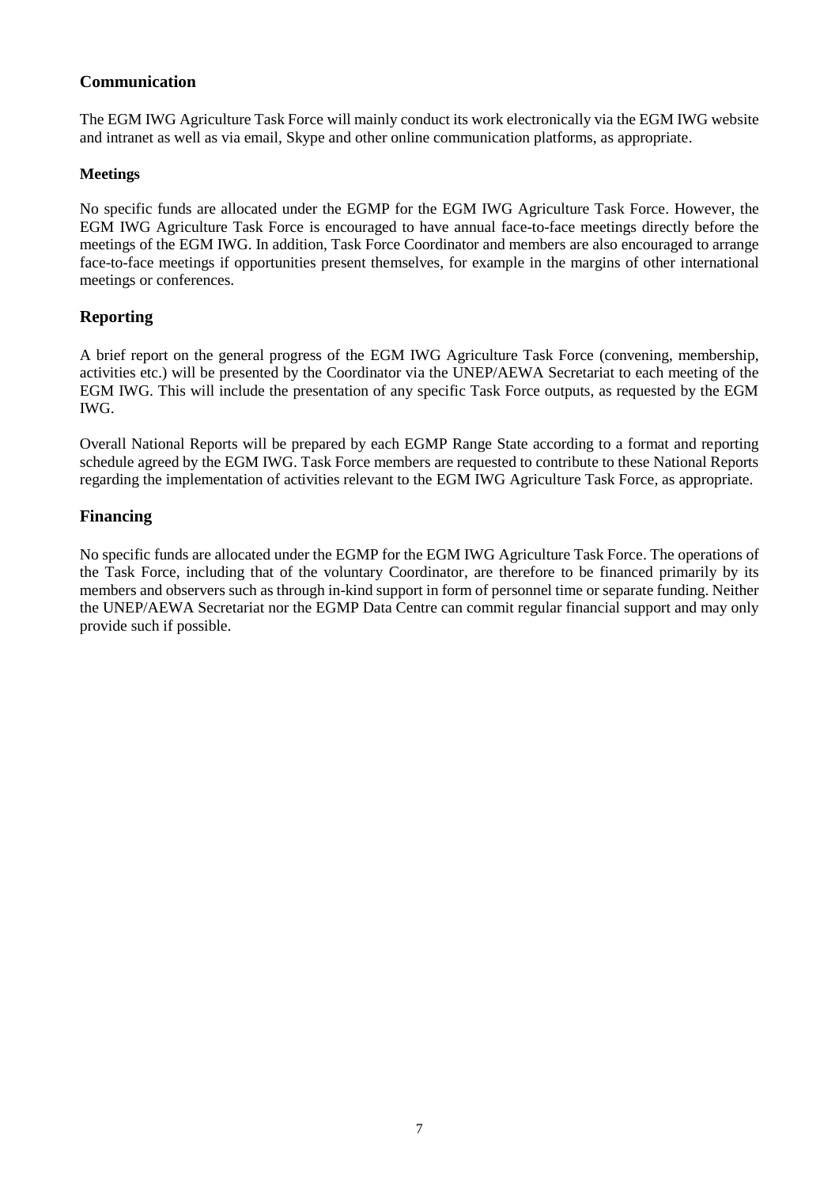## Communication

The EGM IWG Agriculture Task Force will mainly conduct its work electronically via the EGM IWG website and intranet as well as via email, Skype and other online communication platforms, as appropriate.

### Meetings

No specific funds are allocated under the EGMP for the EGM IWG Agriculture Task Force. However, the EGM IWG Agriculture Task Force is encouraged to have annual face-to-face meetings directly before the meetings of the EGM IWG. In addition, Task Force Coordinator and members are also encouraged to arrange face-to-face meetings if opportunities present themselves, for example in the margins of other international meetings or conferences.

## Reporting

A brief report on the general progress of the EGM IWG Agriculture Task Force (convening, membership, activities etc.) will be presented by the Coordinator via the UNEP/AEWA Secretariat to each meeting of the EGM IWG. This will include the presentation of any specific Task Force outputs, as requested by the EGM IWG.

Overall National Reports will be prepared by each EGMP Range State according to a format and reporting schedule agreed by the EGM IWG. Task Force members are requested to contribute to these National Reports regarding the implementation of activities relevant to the EGM IWG Agriculture Task Force, as appropriate.

## Financing

No specific funds are allocated under the EGMP for the EGM IWG Agriculture Task Force. The operations of the Task Force, including that of the voluntary Coordinator, are therefore to be financed primarily by its members and observers such as through in-kind support in form of personnel time or separate funding. Neither the UNEP/AEWA Secretariat nor the EGMP Data Centre can commit regular financial support and may only provide such if possible.